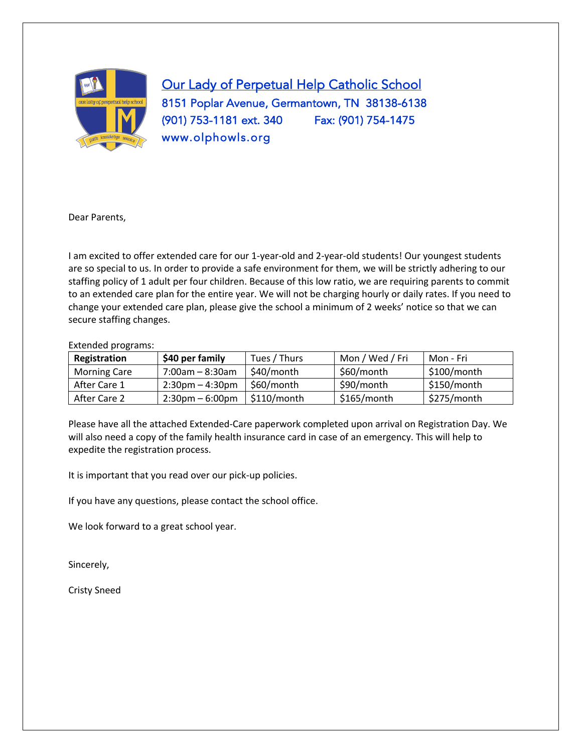# Our Lady of Perpetual Help Catholic School

8151 Poplar Avenue, Germantown, TN 38138-6138
(901) 753-1181 ext. 340 Fax: (901) 754-1475
www.olphowls.org

Dear Parents,

I am excited to offer extended care for our 1-year-old and 2-year-old students! Our youngest students are so special to us. In order to provide a safe environment for them, we will be strictly adhering to our staffing policy of 1 adult per four children. Because of this low ratio, we are requiring parents to commit to an extended care plan for the entire year. We will not be charging hourly or daily rates. If you need to change your extended care plan, please give the school a minimum of 2 weeks' notice so that we can secure staffing changes.

Extended programs:

| **Registration** | **$40 per family** | Tues / Thurs | Mon / Wed / Fri | Mon - Fri |
|---|---|---|---|---|
| Morning Care | 7:00am – 8:30am | $40/month | $60/month | $100/month |
| After Care 1 | 2:30pm – 4:30pm | $60/month | $90/month | $150/month |
| After Care 2 | 2:30pm – 6:00pm | $110/month | $165/month | $275/month |

Please have all the attached Extended-Care paperwork completed upon arrival on Registration Day. We will also need a copy of the family health insurance card in case of an emergency. This will help to expedite the registration process.

It is important that you read over our pick-up policies.

If you have any questions, please contact the school office.

We look forward to a great school year.

Sincerely,

Cristy Sneed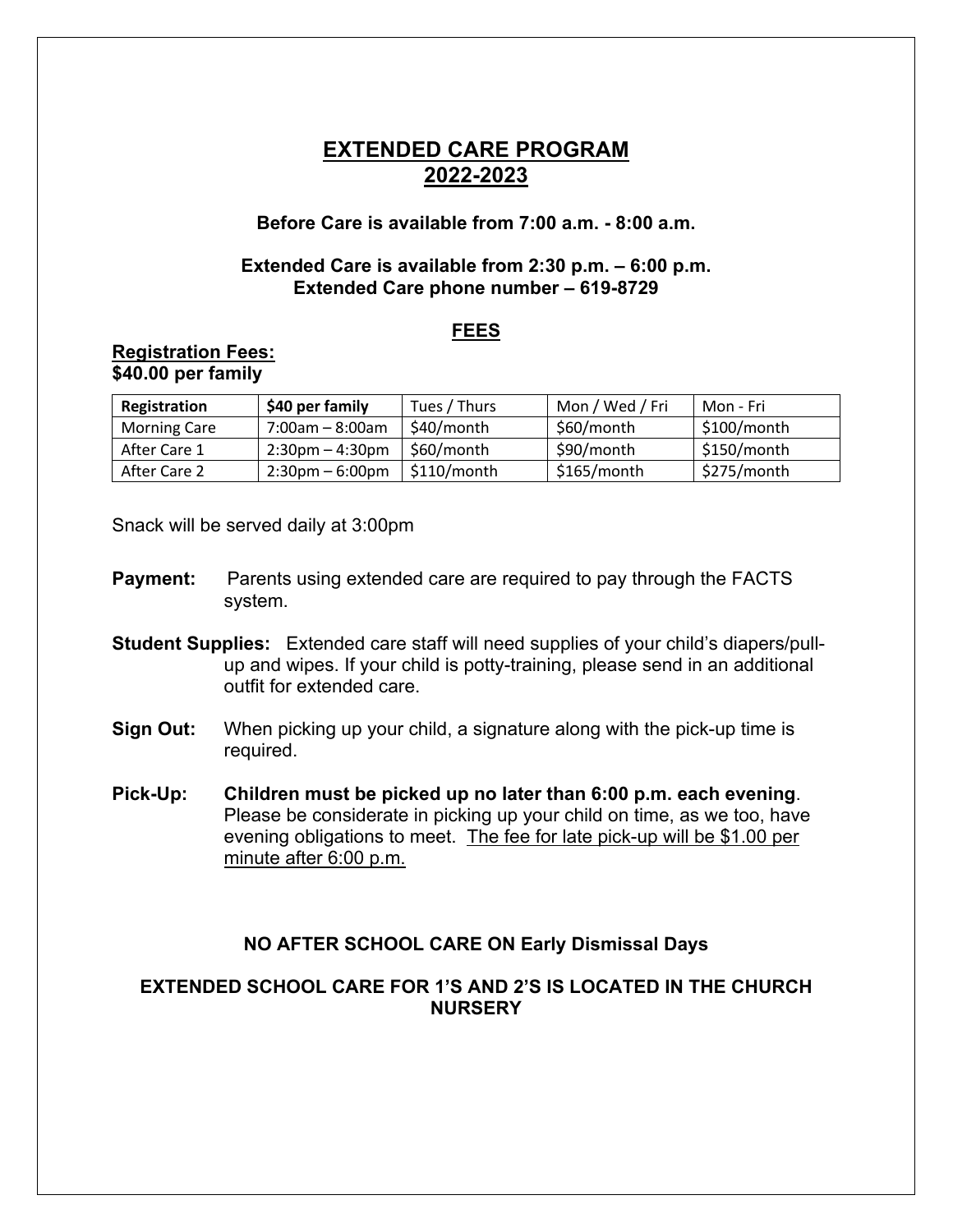# EXTENDED CARE PROGRAM 2022-2023

**Before Care is available from 7:00 a.m. - 8:00 a.m.**

**Extended Care is available from 2:30 p.m. – 6:00 p.m.**
**Extended Care phone number – 619-8729**

## FEES

**Registration Fees:**
**$40.00 per family**

| Registration | $40 per family | Tues / Thurs | Mon / Wed / Fri | Mon - Fri |
|---|---|---|---|---|
| Morning Care | 7:00am – 8:00am | $40/month | $60/month | $100/month |
| After Care 1 | 2:30pm – 4:30pm | $60/month | $90/month | $150/month |
| After Care 2 | 2:30pm – 6:00pm | $110/month | $165/month | $275/month |

Snack will be served daily at 3:00pm

**Payment:** Parents using extended care are required to pay through the FACTS system.

**Student Supplies:** Extended care staff will need supplies of your child's diapers/pull-up and wipes. If your child is potty-training, please send in an additional outfit for extended care.

**Sign Out:** When picking up your child, a signature along with the pick-up time is required.

**Pick-Up:** **Children must be picked up no later than 6:00 p.m. each evening**. Please be considerate in picking up your child on time, as we too, have evening obligations to meet. The fee for late pick-up will be $1.00 per minute after 6:00 p.m.

**NO AFTER SCHOOL CARE ON Early Dismissal Days**

**EXTENDED SCHOOL CARE FOR 1'S AND 2'S IS LOCATED IN THE CHURCH NURSERY**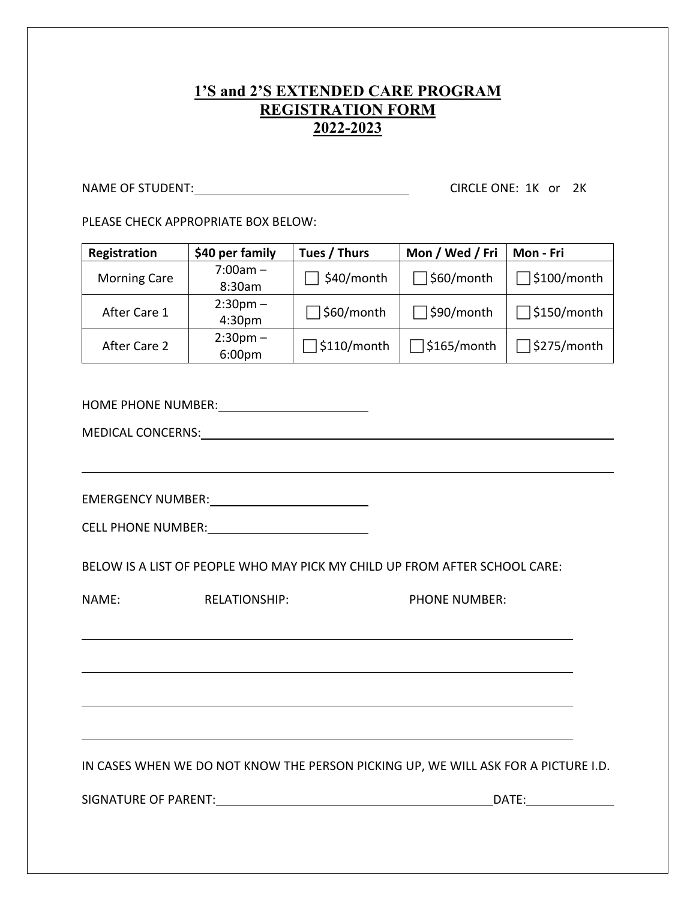# 1'S and 2'S EXTENDED CARE PROGRAM
# REGISTRATION FORM
# 2022-2023

NAME OF STUDENT:\_\_\_\_\_\_\_\_\_\_\_\_\_\_\_\_\_\_\_\_\_\_\_\_\_\_\_\_\_\_\_\_ CIRCLE ONE: 1K or 2K

PLEASE CHECK APPROPRIATE BOX BELOW:

| Registration | $40 per family | Tues / Thurs | Mon / Wed / Fri | Mon - Fri |
|---|---|---|---|---|
| Morning Care | 7:00am – 8:30am | ☐ $40/month | ☐ $60/month | ☐ $100/month |
| After Care 1 | 2:30pm – 4:30pm | ☐ $60/month | ☐ $90/month | ☐ $150/month |
| After Care 2 | 2:30pm – 6:00pm | ☐ $110/month | ☐ $165/month | ☐ $275/month |

HOME PHONE NUMBER:\_\_\_\_\_\_\_\_\_\_\_\_\_\_\_\_\_\_\_\_\_\_

MEDICAL CONCERNS:\_\_\_\_\_\_\_\_\_\_\_\_\_\_\_\_\_\_\_\_\_\_\_\_\_\_\_\_\_\_\_\_\_\_\_\_\_\_\_\_\_\_\_\_\_\_\_\_\_\_\_\_\_\_\_\_

\_\_\_\_\_\_\_\_\_\_\_\_\_\_\_\_\_\_\_\_\_\_\_\_\_\_\_\_\_\_\_\_\_\_\_\_\_\_\_\_\_\_\_\_\_\_\_\_\_\_\_\_\_\_\_\_\_\_\_\_\_\_\_\_\_\_\_\_\_\_\_\_

EMERGENCY NUMBER:\_\_\_\_\_\_\_\_\_\_\_\_\_\_\_\_\_\_\_\_\_\_

CELL PHONE NUMBER:\_\_\_\_\_\_\_\_\_\_\_\_\_\_\_\_\_\_\_\_\_\_

BELOW IS A LIST OF PEOPLE WHO MAY PICK MY CHILD UP FROM AFTER SCHOOL CARE:

| NAME: | RELATIONSHIP: | PHONE NUMBER: |
|---|---|---|
| | | |
| | | |
| | | |
| | | |

IN CASES WHEN WE DO NOT KNOW THE PERSON PICKING UP, WE WILL ASK FOR A PICTURE I.D.

SIGNATURE OF PARENT:\_\_\_\_\_\_\_\_\_\_\_\_\_\_\_\_\_\_\_\_\_\_\_\_\_\_\_\_\_\_\_\_\_\_\_\_\_\_\_\_DATE:\_\_\_\_\_\_\_\_\_\_\_\_\_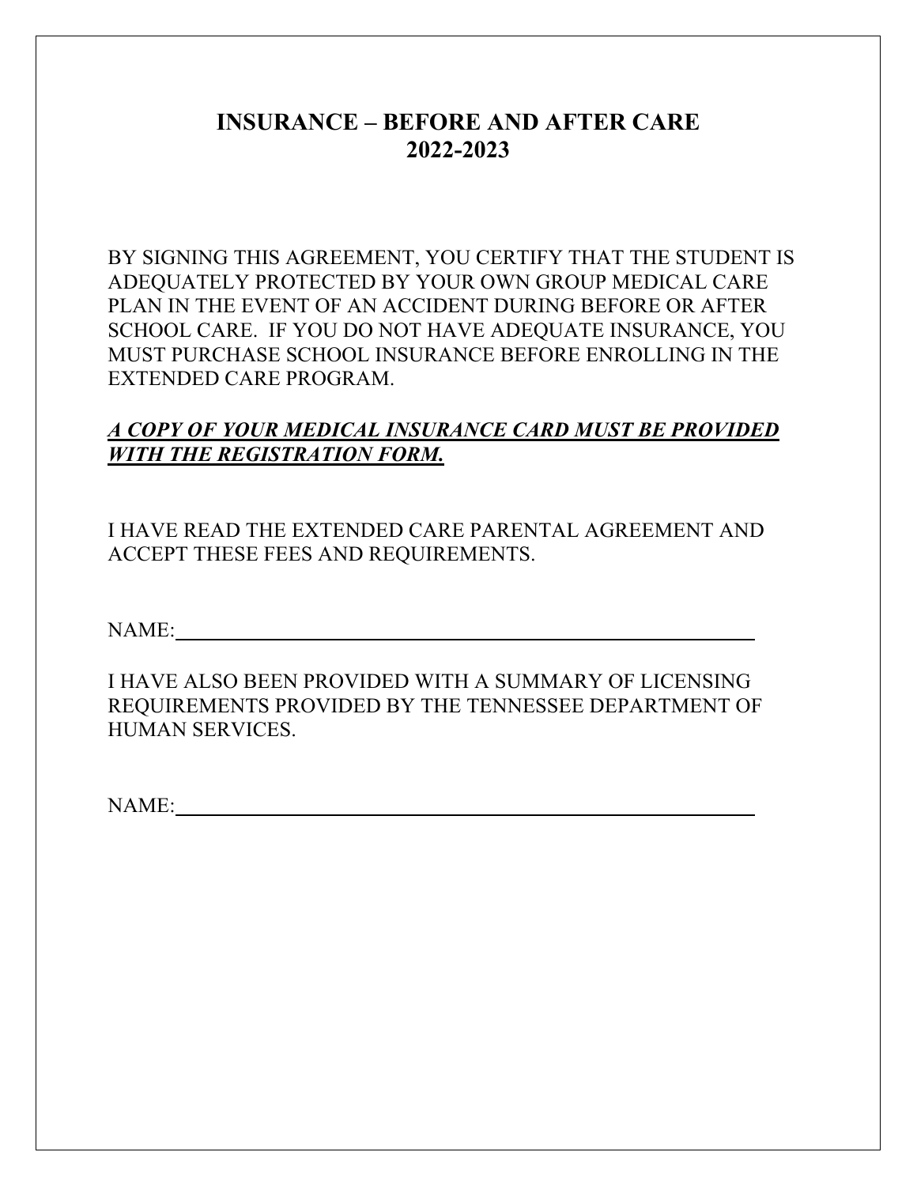# INSURANCE – BEFORE AND AFTER CARE
# 2022-2023

BY SIGNING THIS AGREEMENT, YOU CERTIFY THAT THE STUDENT IS ADEQUATELY PROTECTED BY YOUR OWN GROUP MEDICAL CARE PLAN IN THE EVENT OF AN ACCIDENT DURING BEFORE OR AFTER SCHOOL CARE. IF YOU DO NOT HAVE ADEQUATE INSURANCE, YOU MUST PURCHASE SCHOOL INSURANCE BEFORE ENROLLING IN THE EXTENDED CARE PROGRAM.

***A COPY OF YOUR MEDICAL INSURANCE CARD MUST BE PROVIDED WITH THE REGISTRATION FORM.***

I HAVE READ THE EXTENDED CARE PARENTAL AGREEMENT AND ACCEPT THESE FEES AND REQUIREMENTS.

NAME:______________________________________________

I HAVE ALSO BEEN PROVIDED WITH A SUMMARY OF LICENSING REQUIREMENTS PROVIDED BY THE TENNESSEE DEPARTMENT OF HUMAN SERVICES.

NAME:______________________________________________